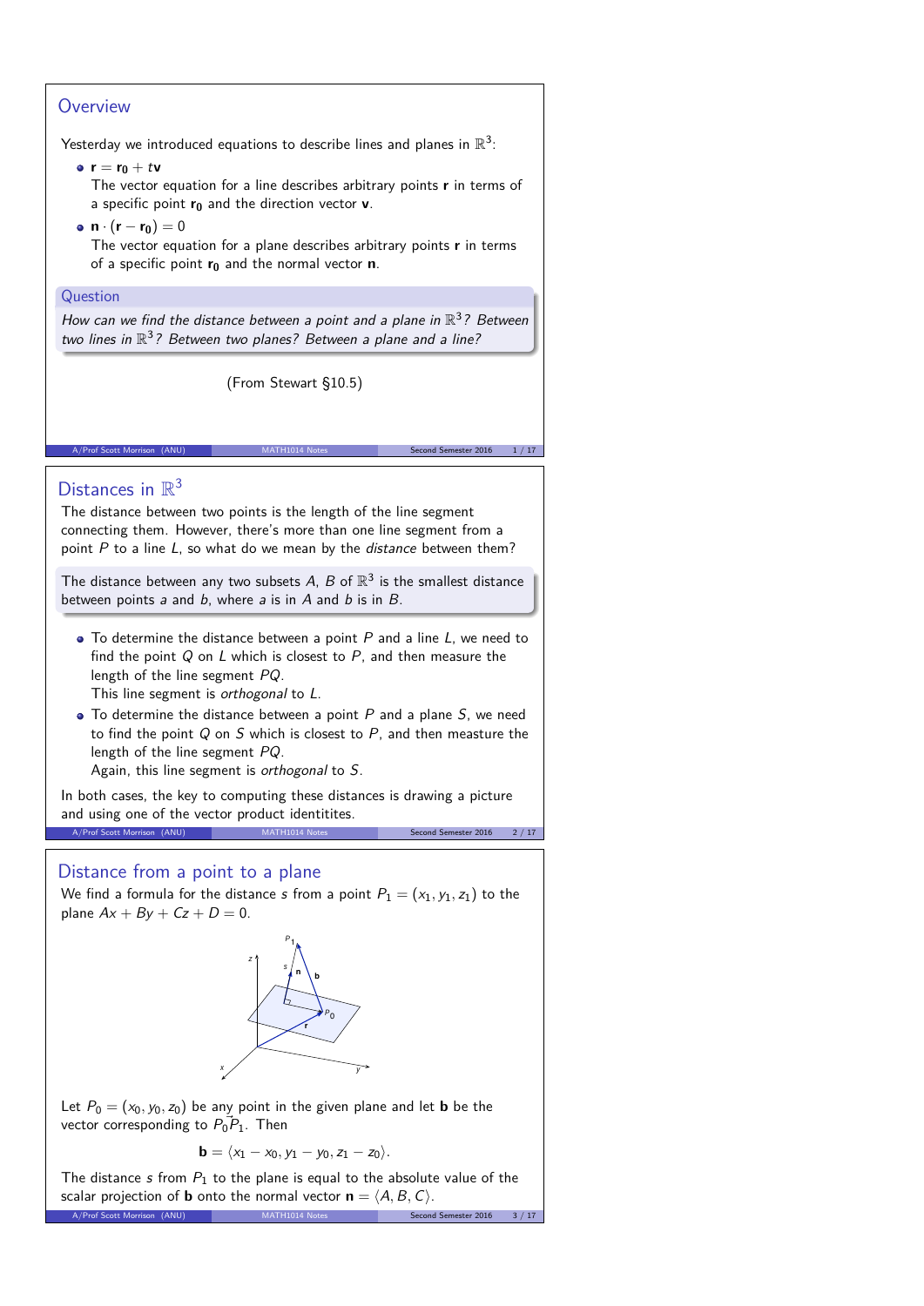## Overview

Yesterday we introduced equations to describe lines and planes in $\mathbb{R}^3$:

- $\mathbf{r} = \mathbf{r_0} + t\mathbf{v}$
  The vector equation for a line describes arbitrary points $\mathbf{r}$ in terms of a specific point $\mathbf{r_0}$ and the direction vector $\mathbf{v}$.
- $\mathbf{n} \cdot (\mathbf{r} - \mathbf{r_0}) = 0$
  The vector equation for a plane describes arbitrary points $\mathbf{r}$ in terms of a specific point $\mathbf{r_0}$ and the normal vector $\mathbf{n}$.

**Question**

*How can we find the distance between a point and a plane in $\mathbb{R}^3$? Between two lines in $\mathbb{R}^3$? Between two planes? Between a plane and a line?*

(From Stewart §10.5)

## Distances in $\mathbb{R}^3$

The distance between two points is the length of the line segment connecting them. However, there's more than one line segment from a point $P$ to a line $L$, so what do we mean by the *distance* between them?

The distance between any two subsets $A$, $B$ of $\mathbb{R}^3$ is the smallest distance between points $a$ and $b$, where $a$ is in $A$ and $b$ is in $B$.

- To determine the distance between a point $P$ and a line $L$, we need to find the point $Q$ on $L$ which is closest to $P$, and then measure the length of the line segment $PQ$.
  This line segment is *orthogonal* to $L$.
- To determine the distance between a point $P$ and a plane $S$, we need to find the point $Q$ on $S$ which is closest to $P$, and then measure the length of the line segment $PQ$.
  Again, this line segment is *orthogonal* to $S$.

In both cases, the key to computing these distances is drawing a picture and using one of the vector product identitites.

## Distance from a point to a plane

We find a formula for the distance $s$ from a point $P_1 = (x_1, y_1, z_1)$ to the plane $Ax + By + Cz + D = 0$.

Let $P_0 = (x_0, y_0, z_0)$ be any point in the given plane and let $\mathbf{b}$ be the vector corresponding to $\vec{P_0P_1}$. Then

$$\mathbf{b} = \langle x_1 - x_0, y_1 - y_0, z_1 - z_0 \rangle.$$

The distance $s$ from $P_1$ to the plane is equal to the absolute value of the scalar projection of $\mathbf{b}$ onto the normal vector $\mathbf{n} = \langle A, B, C \rangle$.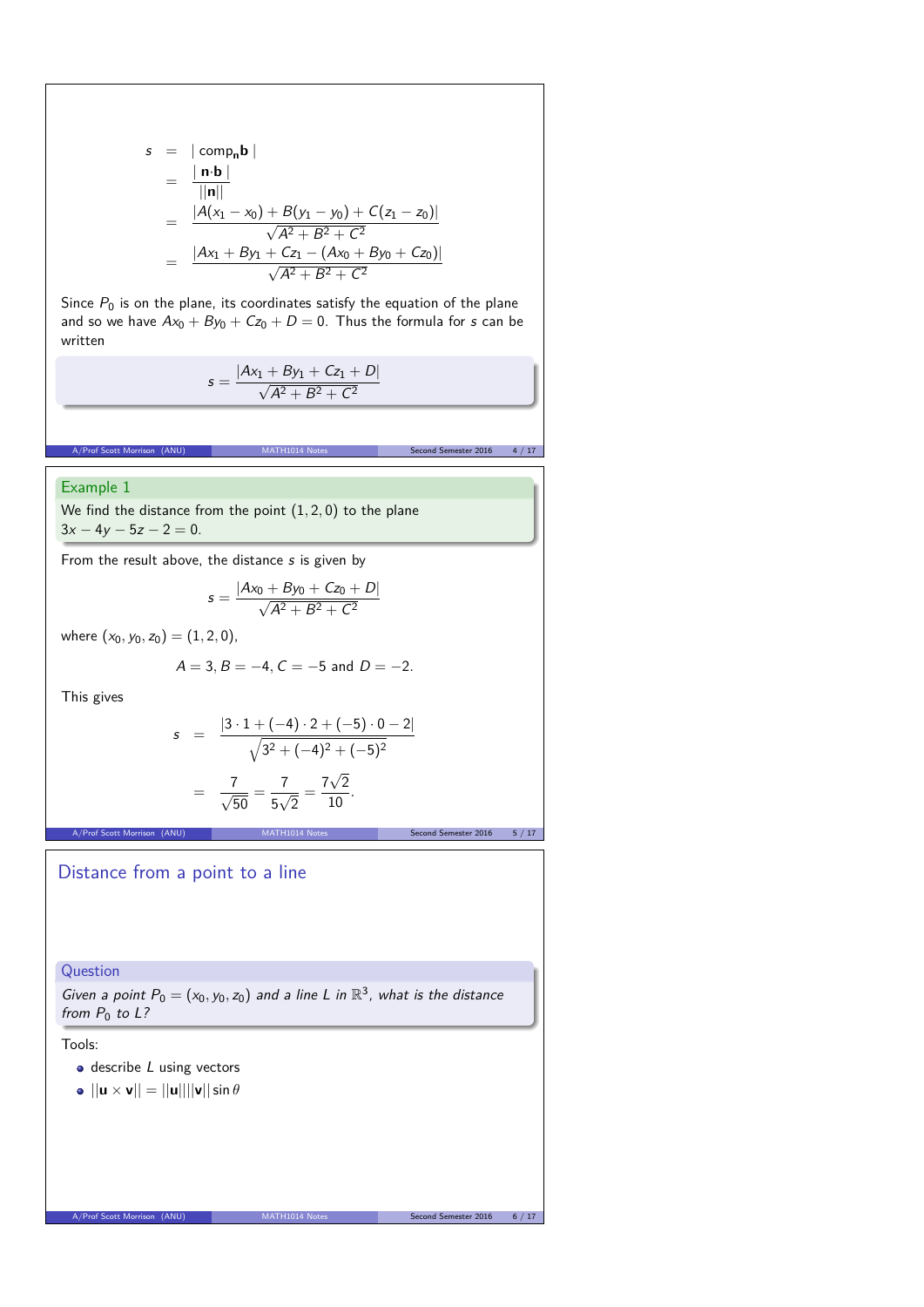$$
\begin{aligned}
s &= |\,\text{comp}_{\mathbf{n}}\mathbf{b}\,| \\
&= \frac{|\,\mathbf{n}\cdot\mathbf{b}\,|}{||\mathbf{n}||} \\
&= \frac{|A(x_1 - x_0) + B(y_1 - y_0) + C(z_1 - z_0)|}{\sqrt{A^2 + B^2 + C^2}} \\
&= \frac{|Ax_1 + By_1 + Cz_1 - (Ax_0 + By_0 + Cz_0)|}{\sqrt{A^2 + B^2 + C^2}}
\end{aligned}
$$

Since $P_0$ is on the plane, its coordinates satisfy the equation of the plane and so we have $Ax_0 + By_0 + Cz_0 + D = 0$. Thus the formula for $s$ can be written

$$
s = \frac{|Ax_1 + By_1 + Cz_1 + D|}{\sqrt{A^2 + B^2 + C^2}}
$$

**Example 1**

We find the distance from the point $(1, 2, 0)$ to the plane $3x - 4y - 5z - 2 = 0$.

From the result above, the distance $s$ is given by

$$
s = \frac{|Ax_0 + By_0 + Cz_0 + D|}{\sqrt{A^2 + B^2 + C^2}}
$$

where $(x_0, y_0, z_0) = (1, 2, 0)$,

$$
A = 3, B = -4, C = -5 \text{ and } D = -2.
$$

This gives

$$
\begin{aligned}
s &= \frac{|3 \cdot 1 + (-4) \cdot 2 + (-5) \cdot 0 - 2|}{\sqrt{3^2 + (-4)^2 + (-5)^2}} \\
&= \frac{7}{\sqrt{50}} = \frac{7}{5\sqrt{2}} = \frac{7\sqrt{2}}{10}.
\end{aligned}
$$

## Distance from a point to a line

**Question**

*Given a point $P_0 = (x_0, y_0, z_0)$ and a line $L$ in $\mathbb{R}^3$, what is the distance from $P_0$ to $L$?*

Tools:

- describe $L$ using vectors
- $||\mathbf{u} \times \mathbf{v}|| = ||\mathbf{u}||||\mathbf{v}|| \sin\theta$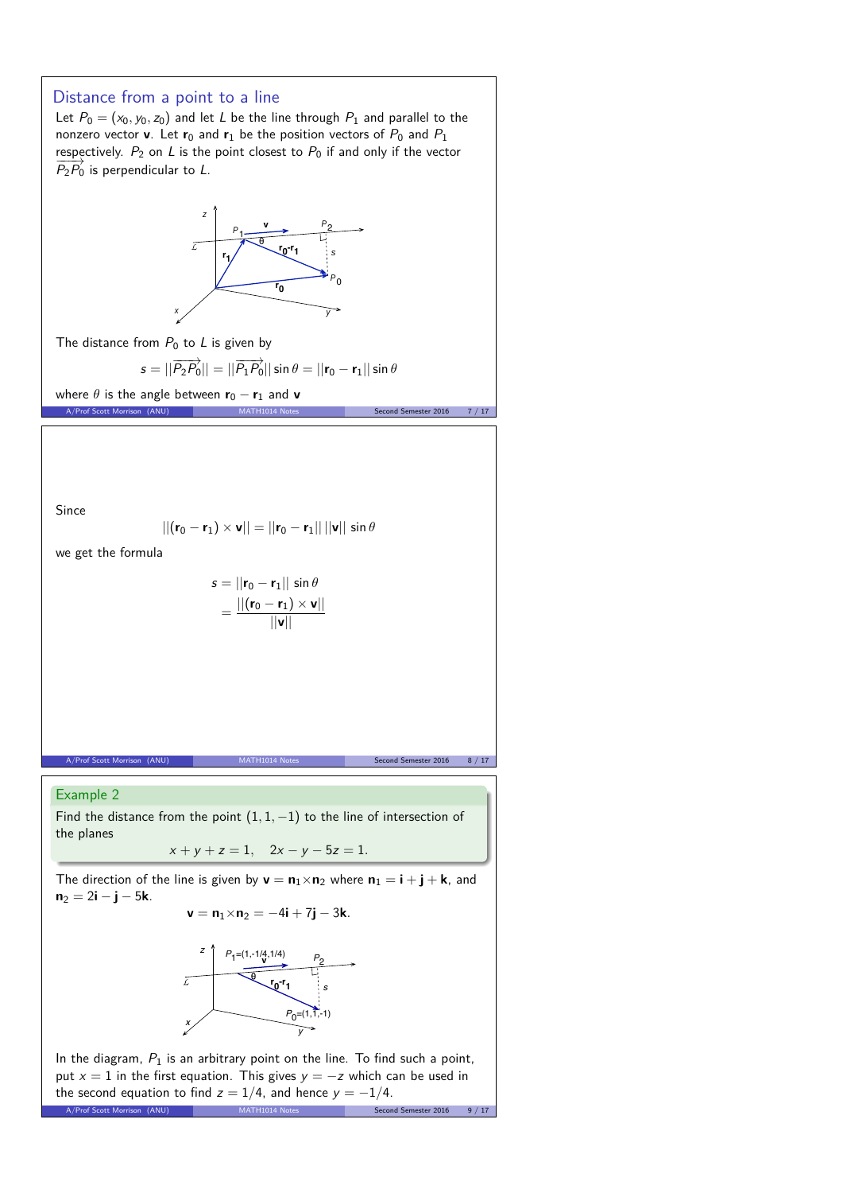## Distance from a point to a line

Let $P_0 = (x_0, y_0, z_0)$ and let $L$ be the line through $P_1$ and parallel to the nonzero vector $\mathbf{v}$. Let $\mathbf{r}_0$ and $\mathbf{r}_1$ be the position vectors of $P_0$ and $P_1$ respectively. $P_2$ on $L$ is the point closest to $P_0$ if and only if the vector $\overrightarrow{P_2P_0}$ is perpendicular to $L$.

The distance from $P_0$ to $L$ is given by

$$s = ||\overrightarrow{P_2P_0}|| = ||\overrightarrow{P_1P_0}|| \sin\theta = ||\mathbf{r}_0 - \mathbf{r}_1|| \sin\theta$$

where $\theta$ is the angle between $\mathbf{r}_0 - \mathbf{r}_1$ and $\mathbf{v}$

Since

$$||(\mathbf{r}_0 - \mathbf{r}_1) \times \mathbf{v}|| = ||\mathbf{r}_0 - \mathbf{r}_1|| \, ||\mathbf{v}|| \sin\theta$$

we get the formula

$$\begin{aligned} s &= ||\mathbf{r}_0 - \mathbf{r}_1|| \sin\theta \\ &= \frac{||(\mathbf{r}_0 - \mathbf{r}_1) \times \mathbf{v}||}{||\mathbf{v}||} \end{aligned}$$

### Example 2

Find the distance from the point $(1, 1, -1)$ to the line of intersection of the planes

$$x + y + z = 1, \quad 2x - y - 5z = 1.$$

The direction of the line is given by $\mathbf{v} = \mathbf{n}_1 \times \mathbf{n}_2$ where $\mathbf{n}_1 = \mathbf{i} + \mathbf{j} + \mathbf{k}$, and $\mathbf{n}_2 = 2\mathbf{i} - \mathbf{j} - 5\mathbf{k}$.

$$\mathbf{v} = \mathbf{n}_1 \times \mathbf{n}_2 = -4\mathbf{i} + 7\mathbf{j} - 3\mathbf{k}.$$

In the diagram, $P_1$ is an arbitrary point on the line. To find such a point, put $x = 1$ in the first equation. This gives $y = -z$ which can be used in the second equation to find $z = 1/4$, and hence $y = -1/4$.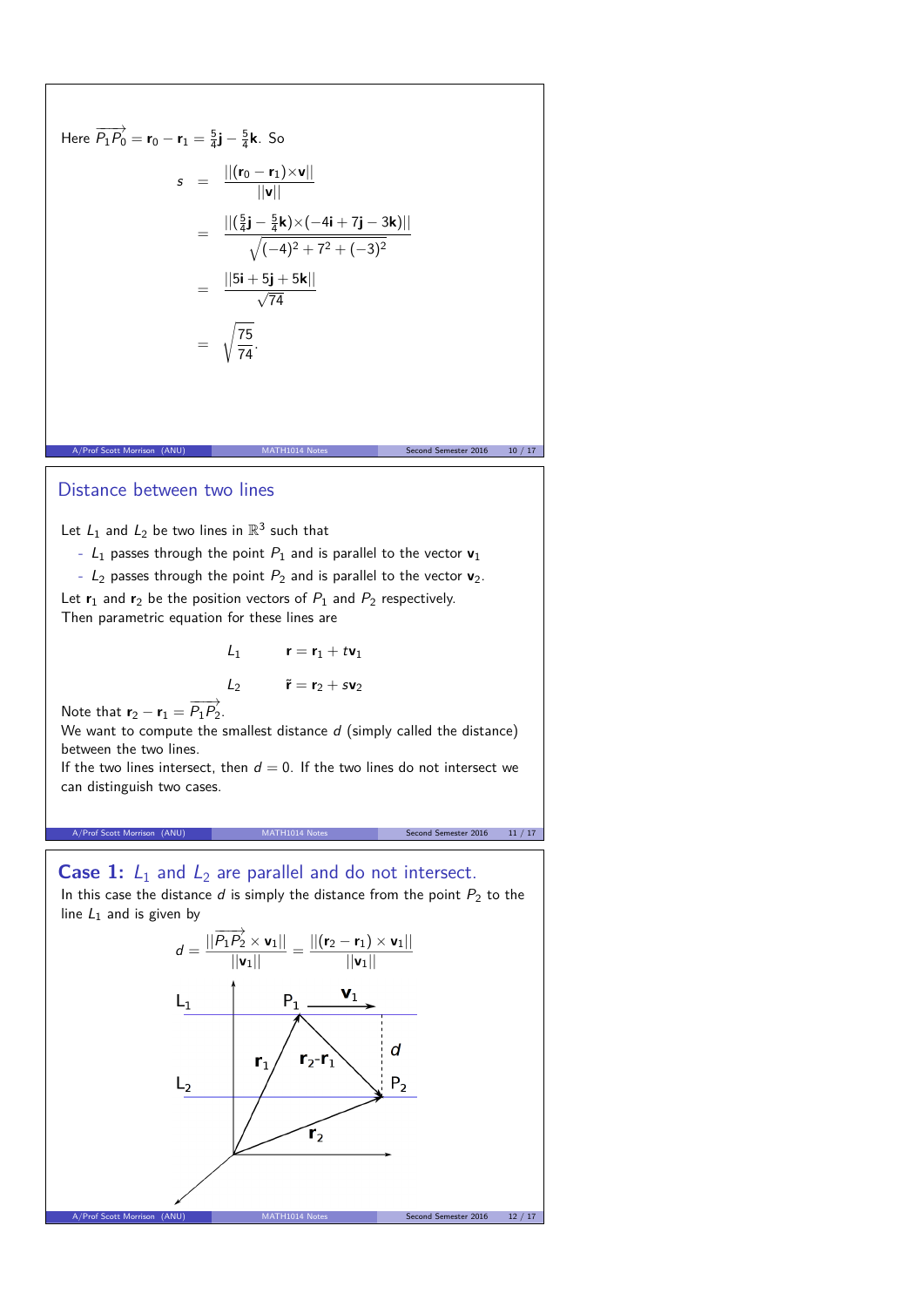Here $\overrightarrow{P_1P_0} = \mathbf{r}_0 - \mathbf{r}_1 = \frac{5}{4}\mathbf{j} - \frac{5}{4}\mathbf{k}$. So

$$
\begin{aligned}
s &= \frac{||(\mathbf{r}_0 - \mathbf{r}_1)\times\mathbf{v}||}{||\mathbf{v}||} \\
&= \frac{||(\frac{5}{4}\mathbf{j} - \frac{5}{4}\mathbf{k})\times(-4\mathbf{i} + 7\mathbf{j} - 3\mathbf{k})||}{\sqrt{(-4)^2 + 7^2 + (-3)^2}} \\
&= \frac{||5\mathbf{i} + 5\mathbf{j} + 5\mathbf{k}||}{\sqrt{74}} \\
&= \sqrt{\frac{75}{74}}.
\end{aligned}
$$

## Distance between two lines

Let $L_1$ and $L_2$ be two lines in $\mathbb{R}^3$ such that

- $L_1$ passes through the point $P_1$ and is parallel to the vector $\mathbf{v}_1$
- $L_2$ passes through the point $P_2$ and is parallel to the vector $\mathbf{v}_2$.

Let $\mathbf{r}_1$ and $\mathbf{r}_2$ be the position vectors of $P_1$ and $P_2$ respectively.
Then parametric equation for these lines are

$$
\begin{aligned}
L_1 \qquad & \mathbf{r} = \mathbf{r}_1 + t\mathbf{v}_1 \\
L_2 \qquad & \tilde{\mathbf{r}} = \mathbf{r}_2 + s\mathbf{v}_2
\end{aligned}
$$

Note that $\mathbf{r}_2 - \mathbf{r}_1 = \overrightarrow{P_1P_2}$.
We want to compute the smallest distance $d$ (simply called the distance) between the two lines.
If the two lines intersect, then $d = 0$. If the two lines do not intersect we can distinguish two cases.

## Case 1: $L_1$ and $L_2$ are parallel and do not intersect.

In this case the distance $d$ is simply the distance from the point $P_2$ to the line $L_1$ and is given by

$$
d = \frac{||\overrightarrow{P_1P_2} \times \mathbf{v}_1||}{||\mathbf{v}_1||} = \frac{||(\mathbf{r}_2 - \mathbf{r}_1) \times \mathbf{v}_1||}{||\mathbf{v}_1||}
$$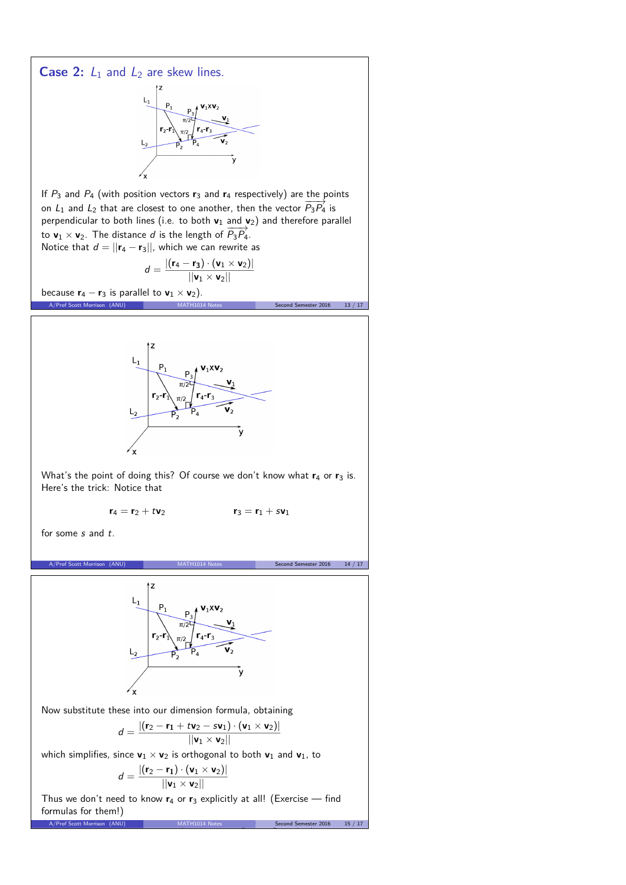## Case 2: $L_1$ and $L_2$ are skew lines.

If $P_3$ and $P_4$ (with position vectors $\mathbf{r}_3$ and $\mathbf{r}_4$ respectively) are the points on $L_1$ and $L_2$ that are closest to one another, then the vector $\overrightarrow{P_3P_4}$ is perpendicular to both lines (i.e. to both $\mathbf{v}_1$ and $\mathbf{v}_2$) and therefore parallel to $\mathbf{v}_1 \times \mathbf{v}_2$. The distance $d$ is the length of $\overrightarrow{P_3P_4}$.

Notice that $d = ||\mathbf{r}_4 - \mathbf{r}_3||$, which we can rewrite as

$$d = \frac{|(\mathbf{r}_4 - \mathbf{r}_3) \cdot (\mathbf{v}_1 \times \mathbf{v}_2)|}{||\mathbf{v}_1 \times \mathbf{v}_2||}$$

because $\mathbf{r}_4 - \mathbf{r}_3$ is parallel to $\mathbf{v}_1 \times \mathbf{v}_2$).

What's the point of doing this? Of course we don't know what $\mathbf{r}_4$ or $\mathbf{r}_3$ is. Here's the trick: Notice that

$$\mathbf{r}_4 = \mathbf{r}_2 + t\mathbf{v}_2 \qquad\qquad \mathbf{r}_3 = \mathbf{r}_1 + s\mathbf{v}_1$$

for some $s$ and $t$.

Now substitute these into our dimension formula, obtaining

$$d = \frac{|(\mathbf{r}_2 - \mathbf{r}_1 + t\mathbf{v}_2 - s\mathbf{v}_1) \cdot (\mathbf{v}_1 \times \mathbf{v}_2)|}{||\mathbf{v}_1 \times \mathbf{v}_2||}$$

which simplifies, since $\mathbf{v}_1 \times \mathbf{v}_2$ is orthogonal to both $\mathbf{v}_1$ and $\mathbf{v}_1$, to

$$d = \frac{|(\mathbf{r}_2 - \mathbf{r}_1) \cdot (\mathbf{v}_1 \times \mathbf{v}_2)|}{||\mathbf{v}_1 \times \mathbf{v}_2||}$$

Thus we don't need to know $\mathbf{r}_4$ or $\mathbf{r}_3$ explicitly at all! (Exercise — find formulas for them!)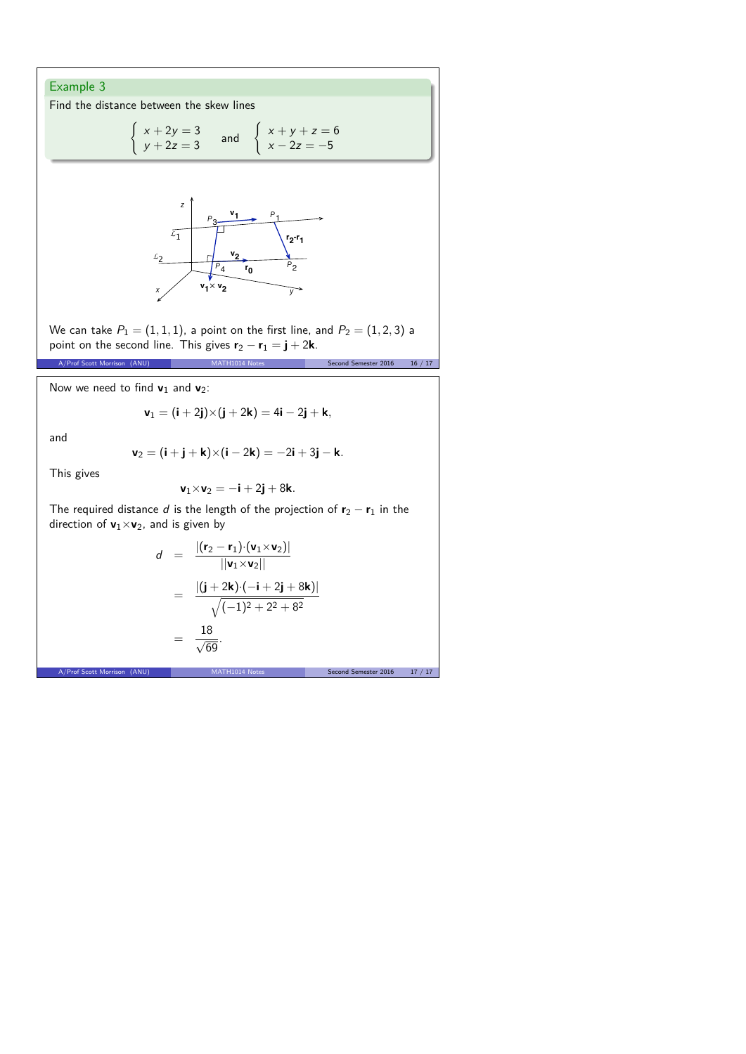## Example 3

Find the distance between the skew lines

$$\begin{cases} x + 2y = 3 \\ y + 2z = 3 \end{cases} \quad \text{and} \quad \begin{cases} x + y + z = 6 \\ x - 2z = -5 \end{cases}$$

z
$P_3$
$\mathbf{v_1}$
$P_1$
$\mathcal{L}_1$
$\mathbf{r_2}$-$\mathbf{r_1}$
$\mathcal{L}_2$
$\mathbf{v_2}$
$P_4$
$\mathbf{r_0}$
$P_2$
$\mathbf{v_1} \times \mathbf{v_2}$
x
y

We can take $P_1 = (1, 1, 1)$, a point on the first line, and $P_2 = (1, 2, 3)$ a point on the second line. This gives $\mathbf{r}_2 - \mathbf{r}_1 = \mathbf{j} + 2\mathbf{k}$.

Now we need to find $\mathbf{v}_1$ and $\mathbf{v}_2$:

$$\mathbf{v}_1 = (\mathbf{i} + 2\mathbf{j}) \times (\mathbf{j} + 2\mathbf{k}) = 4\mathbf{i} - 2\mathbf{j} + \mathbf{k},$$

and

$$\mathbf{v}_2 = (\mathbf{i} + \mathbf{j} + \mathbf{k}) \times (\mathbf{i} - 2\mathbf{k}) = -2\mathbf{i} + 3\mathbf{j} - \mathbf{k}.$$

This gives

$$\mathbf{v}_1 \times \mathbf{v}_2 = -\mathbf{i} + 2\mathbf{j} + 8\mathbf{k}.$$

The required distance $d$ is the length of the projection of $\mathbf{r}_2 - \mathbf{r}_1$ in the direction of $\mathbf{v}_1 \times \mathbf{v}_2$, and is given by

$$\begin{aligned} d &= \frac{|(\mathbf{r}_2 - \mathbf{r}_1) \cdot (\mathbf{v}_1 \times \mathbf{v}_2)|}{||\mathbf{v}_1 \times \mathbf{v}_2||} \\ &= \frac{|(\mathbf{j} + 2\mathbf{k}) \cdot (-\mathbf{i} + 2\mathbf{j} + 8\mathbf{k})|}{\sqrt{(-1)^2 + 2^2 + 8^2}} \\ &= \frac{18}{\sqrt{69}}. \end{aligned}$$